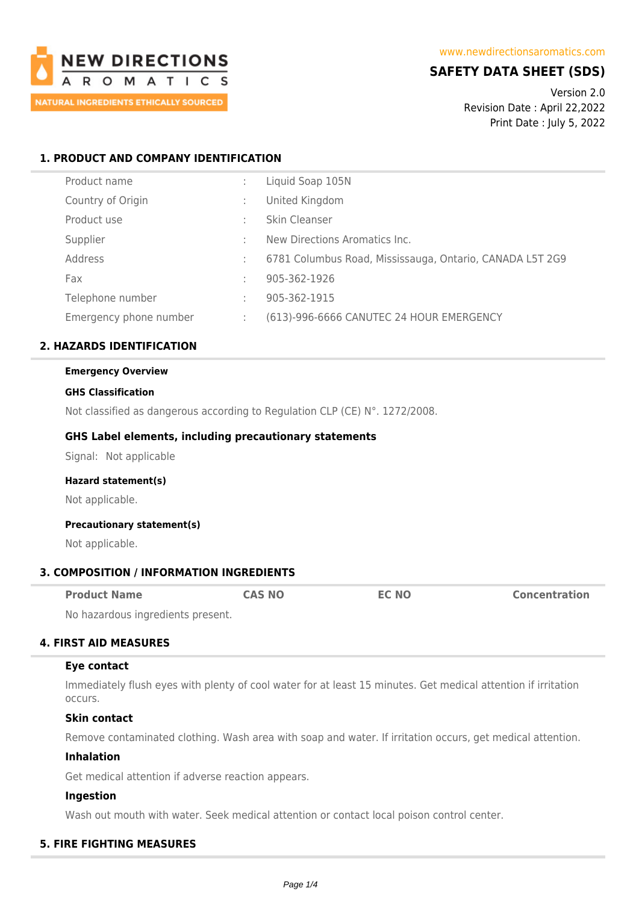NEW DIRECTIONS AROMATICS

NATURAL INGREDIENTS ETHICALLY SOURCED

www.newdirectionsaromatics.com

# SAFETY DATA SHEET (SDS)

Version 2.0
Revision Date : April 22,2022
Print Date : July 5, 2022

## 1. PRODUCT AND COMPANY IDENTIFICATION

| | | |
|---|---|---|
| Product name | : | Liquid Soap 105N |
| Country of Origin | : | United Kingdom |
| Product use | : | Skin Cleanser |
| Supplier | : | New Directions Aromatics Inc. |
| Address | : | 6781 Columbus Road, Mississauga, Ontario, CANADA L5T 2G9 |
| Fax | : | 905-362-1926 |
| Telephone number | : | 905-362-1915 |
| Emergency phone number | : | (613)-996-6666 CANUTEC 24 HOUR EMERGENCY |

## 2. HAZARDS IDENTIFICATION

**Emergency Overview**

**GHS Classification**

Not classified as dangerous according to Regulation CLP (CE) N°. 1272/2008.

### GHS Label elements, including precautionary statements

Signal: Not applicable

**Hazard statement(s)**

Not applicable.

**Precautionary statement(s)**

Not applicable.

## 3. COMPOSITION / INFORMATION INGREDIENTS

| Product Name | CAS NO | EC NO | Concentration |
|---|---|---|---|
| No hazardous ingredients present. | | | |

## 4. FIRST AID MEASURES

### Eye contact

Immediately flush eyes with plenty of cool water for at least 15 minutes. Get medical attention if irritation occurs.

### Skin contact

Remove contaminated clothing. Wash area with soap and water. If irritation occurs, get medical attention.

### Inhalation

Get medical attention if adverse reaction appears.

### Ingestion

Wash out mouth with water. Seek medical attention or contact local poison control center.

## 5. FIRE FIGHTING MEASURES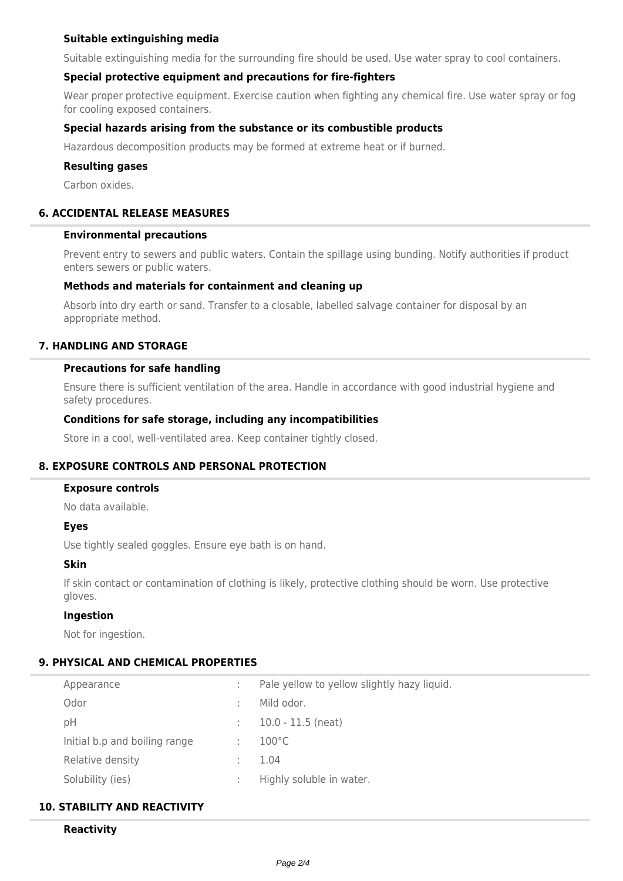### Suitable extinguishing media

Suitable extinguishing media for the surrounding fire should be used. Use water spray to cool containers.

### Special protective equipment and precautions for fire-fighters

Wear proper protective equipment. Exercise caution when fighting any chemical fire. Use water spray or fog for cooling exposed containers.

### Special hazards arising from the substance or its combustible products

Hazardous decomposition products may be formed at extreme heat or if burned.

### Resulting gases

Carbon oxides.

## 6. ACCIDENTAL RELEASE MEASURES

### Environmental precautions

Prevent entry to sewers and public waters. Contain the spillage using bunding. Notify authorities if product enters sewers or public waters.

### Methods and materials for containment and cleaning up

Absorb into dry earth or sand. Transfer to a closable, labelled salvage container for disposal by an appropriate method.

## 7. HANDLING AND STORAGE

### Precautions for safe handling

Ensure there is sufficient ventilation of the area. Handle in accordance with good industrial hygiene and safety procedures.

### Conditions for safe storage, including any incompatibilities

Store in a cool, well-ventilated area. Keep container tightly closed.

## 8. EXPOSURE CONTROLS AND PERSONAL PROTECTION

### Exposure controls

No data available.

### Eyes

Use tightly sealed goggles. Ensure eye bath is on hand.

### Skin

If skin contact or contamination of clothing is likely, protective clothing should be worn. Use protective gloves.

### Ingestion

Not for ingestion.

## 9. PHYSICAL AND CHEMICAL PROPERTIES

| Property | | Value |
|---|---|---|
| Appearance | : | Pale yellow to yellow slightly hazy liquid. |
| Odor | : | Mild odor. |
| pH | : | 10.0 - 11.5 (neat) |
| Initial b.p and boiling range | : | 100°C |
| Relative density | : | 1.04 |
| Solubility (ies) | : | Highly soluble in water. |

## 10. STABILITY AND REACTIVITY

### Reactivity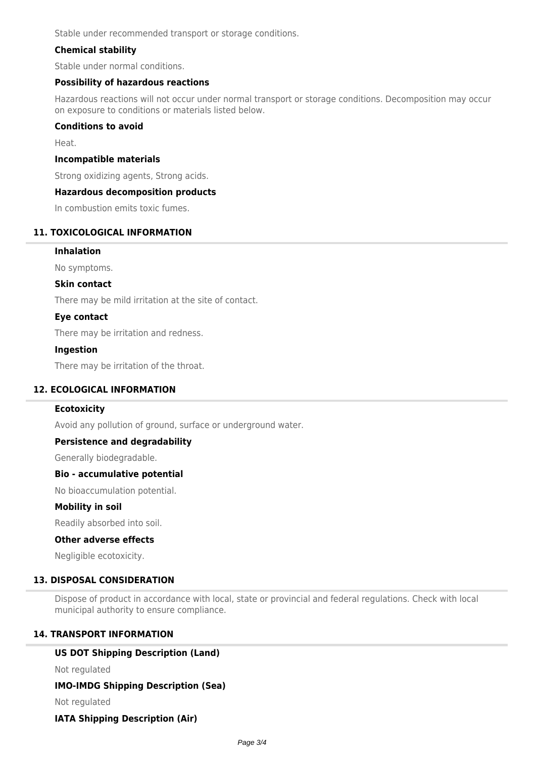Stable under recommended transport or storage conditions.

### Chemical stability

Stable under normal conditions.

### Possibility of hazardous reactions

Hazardous reactions will not occur under normal transport or storage conditions. Decomposition may occur on exposure to conditions or materials listed below.

### Conditions to avoid

Heat.

### Incompatible materials

Strong oxidizing agents, Strong acids.

### Hazardous decomposition products

In combustion emits toxic fumes.

## 11. TOXICOLOGICAL INFORMATION

### Inhalation

No symptoms.

### Skin contact

There may be mild irritation at the site of contact.

### Eye contact

There may be irritation and redness.

### Ingestion

There may be irritation of the throat.

## 12. ECOLOGICAL INFORMATION

### Ecotoxicity

Avoid any pollution of ground, surface or underground water.

### Persistence and degradability

Generally biodegradable.

### Bio - accumulative potential

No bioaccumulation potential.

### Mobility in soil

Readily absorbed into soil.

### Other adverse effects

Negligible ecotoxicity.

## 13. DISPOSAL CONSIDERATION

Dispose of product in accordance with local, state or provincial and federal regulations. Check with local municipal authority to ensure compliance.

## 14. TRANSPORT INFORMATION

### US DOT Shipping Description (Land)

Not regulated

### IMO-IMDG Shipping Description (Sea)

Not regulated

### IATA Shipping Description (Air)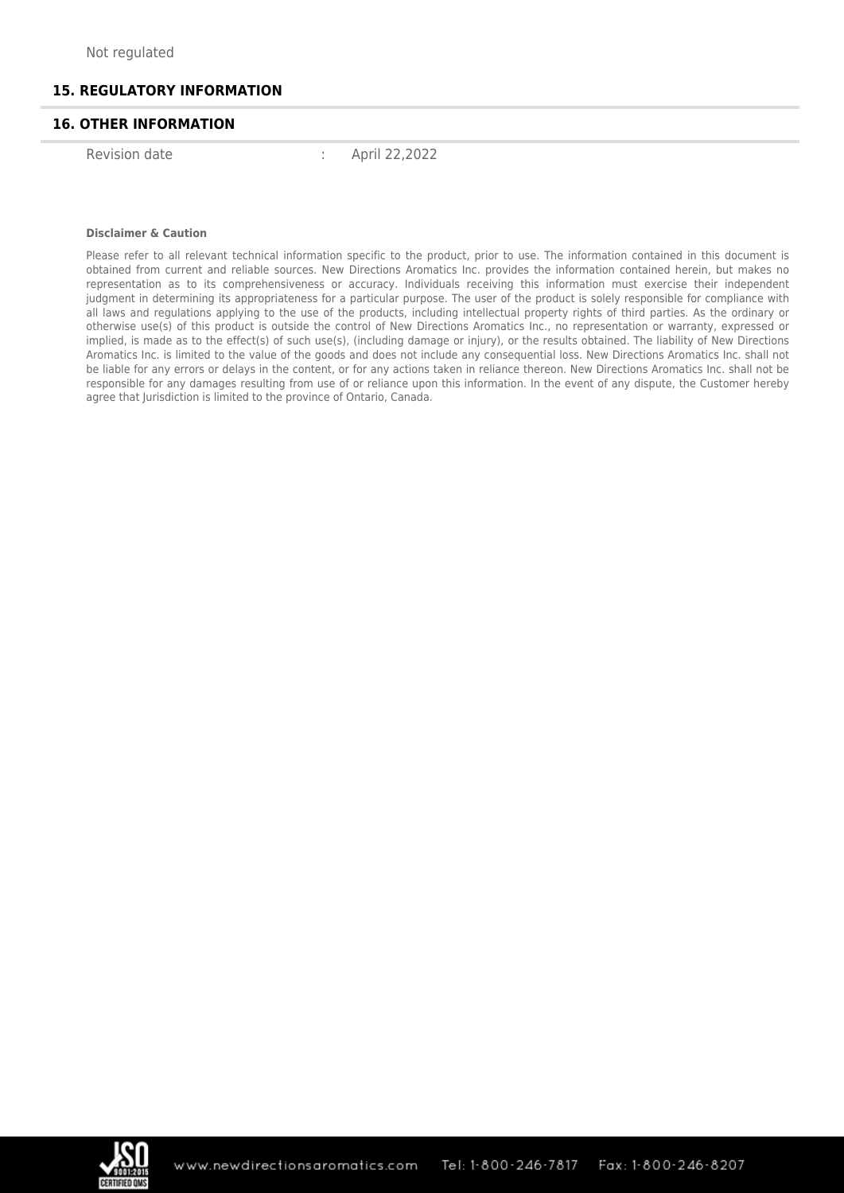Not regulated

## 15. REGULATORY INFORMATION

## 16. OTHER INFORMATION

| | | |
|---|---|---|
| Revision date | : | April 22,2022 |

**Disclaimer & Caution**

Please refer to all relevant technical information specific to the product, prior to use. The information contained in this document is obtained from current and reliable sources. New Directions Aromatics Inc. provides the information contained herein, but makes no representation as to its comprehensiveness or accuracy. Individuals receiving this information must exercise their independent judgment in determining its appropriateness for a particular purpose. The user of the product is solely responsible for compliance with all laws and regulations applying to the use of the products, including intellectual property rights of third parties. As the ordinary or otherwise use(s) of this product is outside the control of New Directions Aromatics Inc., no representation or warranty, expressed or implied, is made as to the effect(s) of such use(s), (including damage or injury), or the results obtained. The liability of New Directions Aromatics Inc. is limited to the value of the goods and does not include any consequential loss. New Directions Aromatics Inc. shall not be liable for any errors or delays in the content, or for any actions taken in reliance thereon. New Directions Aromatics Inc. shall not be responsible for any damages resulting from use of or reliance upon this information. In the event of any dispute, the Customer hereby agree that Jurisdiction is limited to the province of Ontario, Canada.